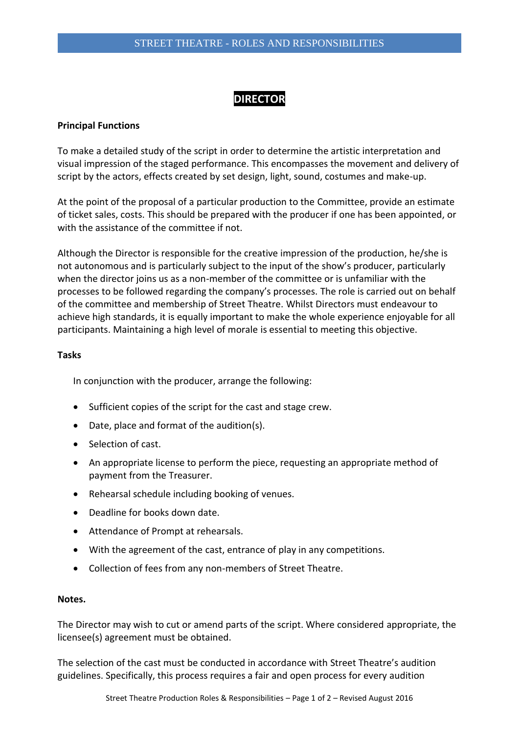# DIRECTOR

**Principal Functions**

To make a detailed study of the script in order to determine the artistic interpretation and visual impression of the staged performance. This encompasses the movement and delivery of script by the actors, effects created by set design, light, sound, costumes and make-up.

At the point of the proposal of a particular production to the Committee, provide an estimate of ticket sales, costs. This should be prepared with the producer if one has been appointed, or with the assistance of the committee if not.

Although the Director is responsible for the creative impression of the production, he/she is not autonomous and is particularly subject to the input of the show's producer, particularly when the director joins us as a non-member of the committee or is unfamiliar with the processes to be followed regarding the company's processes. The role is carried out on behalf of the committee and membership of Street Theatre. Whilst Directors must endeavour to achieve high standards, it is equally important to make the whole experience enjoyable for all participants. Maintaining a high level of morale is essential to meeting this objective.

**Tasks**

In conjunction with the producer, arrange the following:

- Sufficient copies of the script for the cast and stage crew.
- Date, place and format of the audition(s).
- Selection of cast.
- An appropriate license to perform the piece, requesting an appropriate method of payment from the Treasurer.
- Rehearsal schedule including booking of venues.
- Deadline for books down date.
- Attendance of Prompt at rehearsals.
- With the agreement of the cast, entrance of play in any competitions.
- Collection of fees from any non-members of Street Theatre.

**Notes.**

The Director may wish to cut or amend parts of the script. Where considered appropriate, the licensee(s) agreement must be obtained.

The selection of the cast must be conducted in accordance with Street Theatre's audition guidelines. Specifically, this process requires a fair and open process for every audition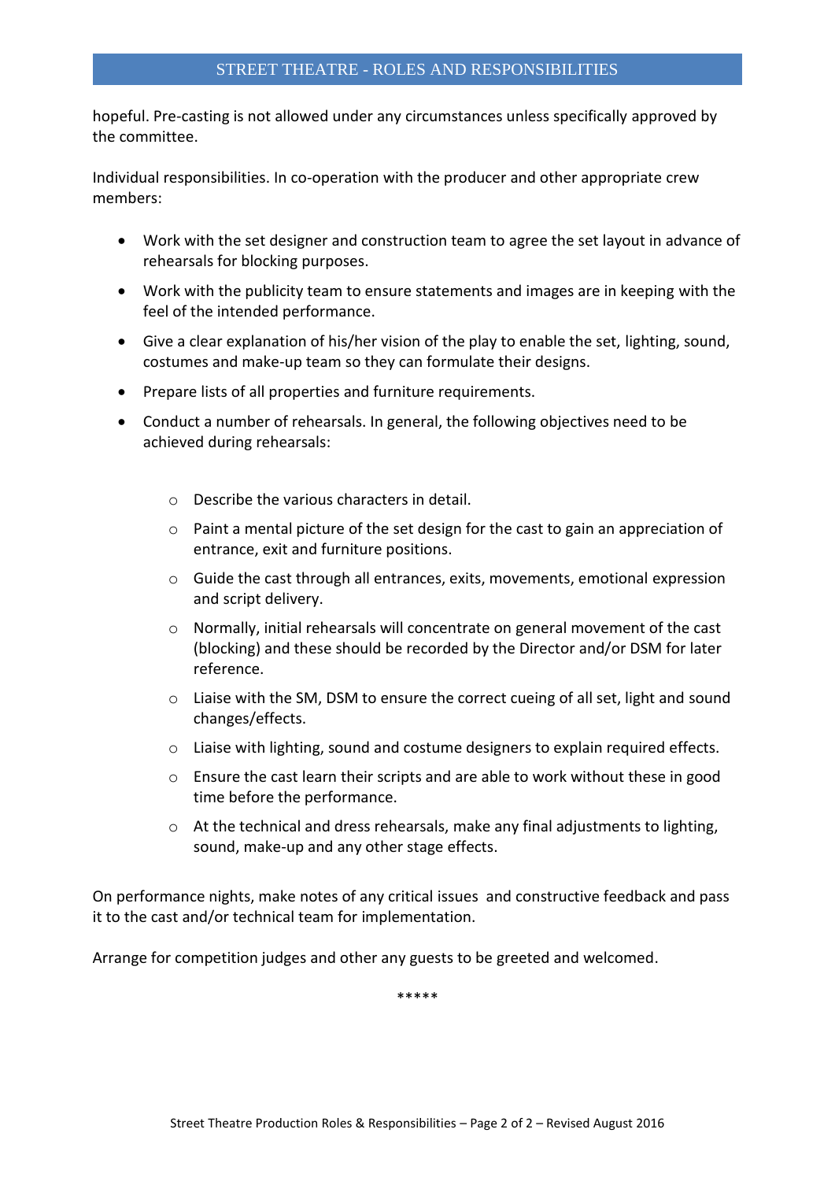hopeful. Pre-casting is not allowed under any circumstances unless specifically approved by the committee.

Individual responsibilities. In co-operation with the producer and other appropriate crew members:

- Work with the set designer and construction team to agree the set layout in advance of rehearsals for blocking purposes.
- Work with the publicity team to ensure statements and images are in keeping with the feel of the intended performance.
- Give a clear explanation of his/her vision of the play to enable the set, lighting, sound, costumes and make-up team so they can formulate their designs.
- Prepare lists of all properties and furniture requirements.
- Conduct a number of rehearsals. In general, the following objectives need to be achieved during rehearsals:
    - Describe the various characters in detail.
    - Paint a mental picture of the set design for the cast to gain an appreciation of entrance, exit and furniture positions.
    - Guide the cast through all entrances, exits, movements, emotional expression and script delivery.
    - Normally, initial rehearsals will concentrate on general movement of the cast (blocking) and these should be recorded by the Director and/or DSM for later reference.
    - Liaise with the SM, DSM to ensure the correct cueing of all set, light and sound changes/effects.
    - Liaise with lighting, sound and costume designers to explain required effects.
    - Ensure the cast learn their scripts and are able to work without these in good time before the performance.
    - At the technical and dress rehearsals, make any final adjustments to lighting, sound, make-up and any other stage effects.

On performance nights, make notes of any critical issues and constructive feedback and pass it to the cast and/or technical team for implementation.

Arrange for competition judges and other any guests to be greeted and welcomed.

*****